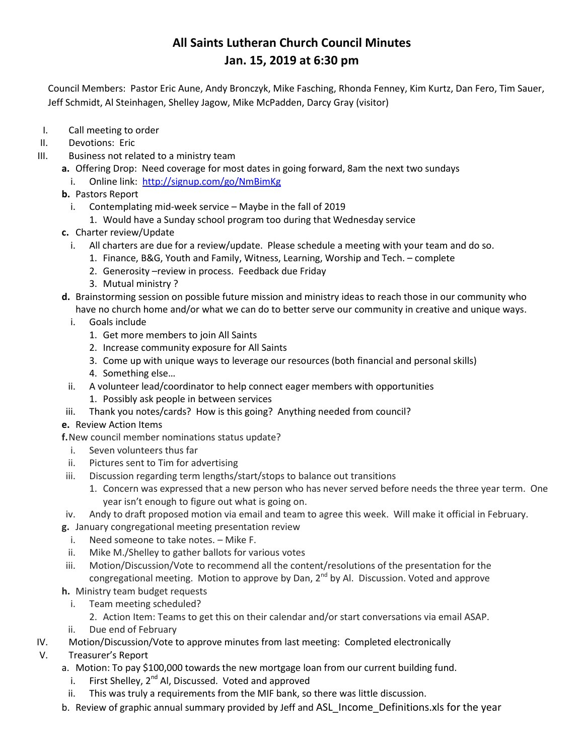# All Saints Lutheran Church Council Minutes

## Jan. 15, 2019 at 6:30 pm

Council Members: Pastor Eric Aune, Andy Bronczyk, Mike Fasching, Rhonda Fenney, Kim Kurtz, Dan Fero, Tim Sauer, Jeff Schmidt, Al Steinhagen, Shelley Jagow, Mike McPadden, Darcy Gray (visitor)

I. Call meeting to order

II. Devotions: Eric

III. Business not related to a ministry team

   **a.** Offering Drop: Need coverage for most dates in going forward, 8am the next two sundays

      i. Online link: [http://signup.com/go/NmBimKg](http://signup.com/go/NmBimKg)

   **b.** Pastors Report

      i. Contemplating mid-week service – Maybe in the fall of 2019

         1. Would have a Sunday school program too during that Wednesday service

   **c.** Charter review/Update

      i. All charters are due for a review/update. Please schedule a meeting with your team and do so.

         1. Finance, B&G, Youth and Family, Witness, Learning, Worship and Tech. – complete
         2. Generosity –review in process. Feedback due Friday
         3. Mutual ministry ?

   **d.** Brainstorming session on possible future mission and ministry ideas to reach those in our community who have no church home and/or what we can do to better serve our community in creative and unique ways.

      i. Goals include

         1. Get more members to join All Saints
         2. Increase community exposure for All Saints
         3. Come up with unique ways to leverage our resources (both financial and personal skills)
         4. Something else…

      ii. A volunteer lead/coordinator to help connect eager members with opportunities

         1. Possibly ask people in between services

      iii. Thank you notes/cards? How is this going? Anything needed from council?

   **e.** Review Action Items

   **f.** New council member nominations status update?

      i. Seven volunteers thus far

      ii. Pictures sent to Tim for advertising

      iii. Discussion regarding term lengths/start/stops to balance out transitions

         1. Concern was expressed that a new person who has never served before needs the three year term. One year isn't enough to figure out what is going on.

      iv. Andy to draft proposed motion via email and team to agree this week. Will make it official in February.

   **g.** January congregational meeting presentation review

      i. Need someone to take notes. – Mike F.

      ii. Mike M./Shelley to gather ballots for various votes

      iii. Motion/Discussion/Vote to recommend all the content/resolutions of the presentation for the congregational meeting. Motion to approve by Dan, 2nd by Al. Discussion. Voted and approve

   **h.** Ministry team budget requests

      i. Team meeting scheduled?

         2. Action Item: Teams to get this on their calendar and/or start conversations via email ASAP.

      ii. Due end of February

IV. Motion/Discussion/Vote to approve minutes from last meeting: Completed electronically

V. Treasurer's Report

   a. Motion: To pay $100,000 towards the new mortgage loan from our current building fund.

      i. First Shelley, 2nd Al, Discussed. Voted and approved

      ii. This was truly a requirements from the MIF bank, so there was little discussion.

   b. Review of graphic annual summary provided by Jeff and ASL_Income_Definitions.xls for the year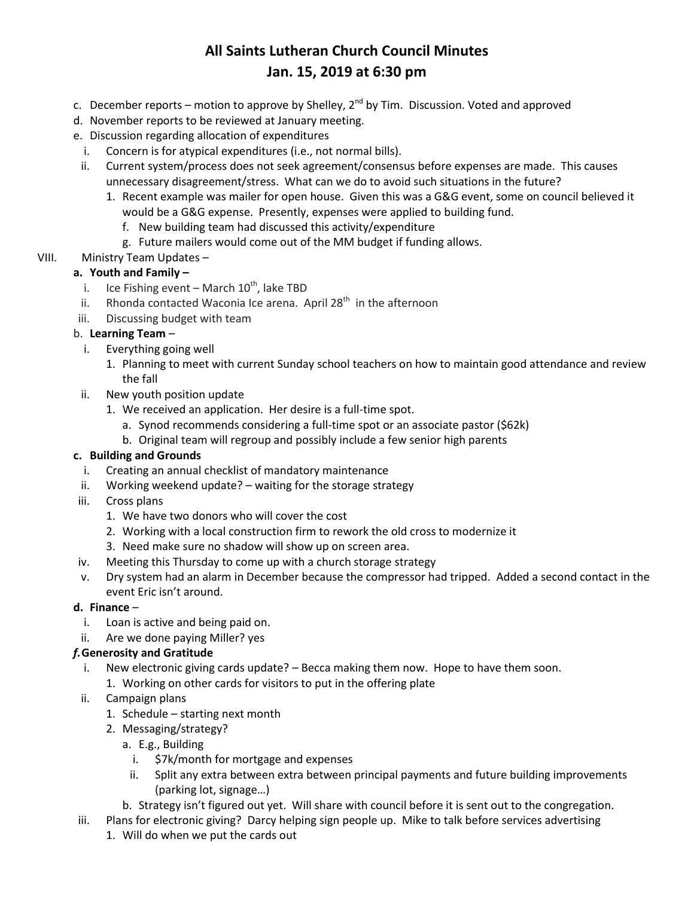# All Saints Lutheran Church Council Minutes
# Jan. 15, 2019 at 6:30 pm

c. December reports – motion to approve by Shelley, 2nd by Tim. Discussion. Voted and approved
d. November reports to be reviewed at January meeting.
e. Discussion regarding allocation of expenditures
   i. Concern is for atypical expenditures (i.e., not normal bills).
   ii. Current system/process does not seek agreement/consensus before expenses are made. This causes unnecessary disagreement/stress. What can we do to avoid such situations in the future?
      1. Recent example was mailer for open house. Given this was a G&G event, some on council believed it would be a G&G expense. Presently, expenses were applied to building fund.
         f. New building team had discussed this activity/expenditure
         g. Future mailers would come out of the MM budget if funding allows.

VIII. Ministry Team Updates –

**a. Youth and Family –**
   i. Ice Fishing event – March 10th, lake TBD
   ii. Rhonda contacted Waconia Ice arena. April 28th in the afternoon
   iii. Discussing budget with team

b. **Learning Team** –
   i. Everything going well
      1. Planning to meet with current Sunday school teachers on how to maintain good attendance and review the fall
   ii. New youth position update
      1. We received an application. Her desire is a full-time spot.
         a. Synod recommends considering a full-time spot or an associate pastor ($62k)
         b. Original team will regroup and possibly include a few senior high parents

**c. Building and Grounds**
   i. Creating an annual checklist of mandatory maintenance
   ii. Working weekend update? – waiting for the storage strategy
   iii. Cross plans
      1. We have two donors who will cover the cost
      2. Working with a local construction firm to rework the old cross to modernize it
      3. Need make sure no shadow will show up on screen area.
   iv. Meeting this Thursday to come up with a church storage strategy
   v. Dry system had an alarm in December because the compressor had tripped. Added a second contact in the event Eric isn't around.

**d. Finance** –
   i. Loan is active and being paid on.
   ii. Are we done paying Miller? yes

***f.* Generosity and Gratitude**
   i. New electronic giving cards update? – Becca making them now. Hope to have them soon.
      1. Working on other cards for visitors to put in the offering plate
   ii. Campaign plans
      1. Schedule – starting next month
      2. Messaging/strategy?
         a. E.g., Building
            i. $7k/month for mortgage and expenses
            ii. Split any extra between extra between principal payments and future building improvements (parking lot, signage…)
         b. Strategy isn't figured out yet. Will share with council before it is sent out to the congregation.
   iii. Plans for electronic giving? Darcy helping sign people up. Mike to talk before services advertising
      1. Will do when we put the cards out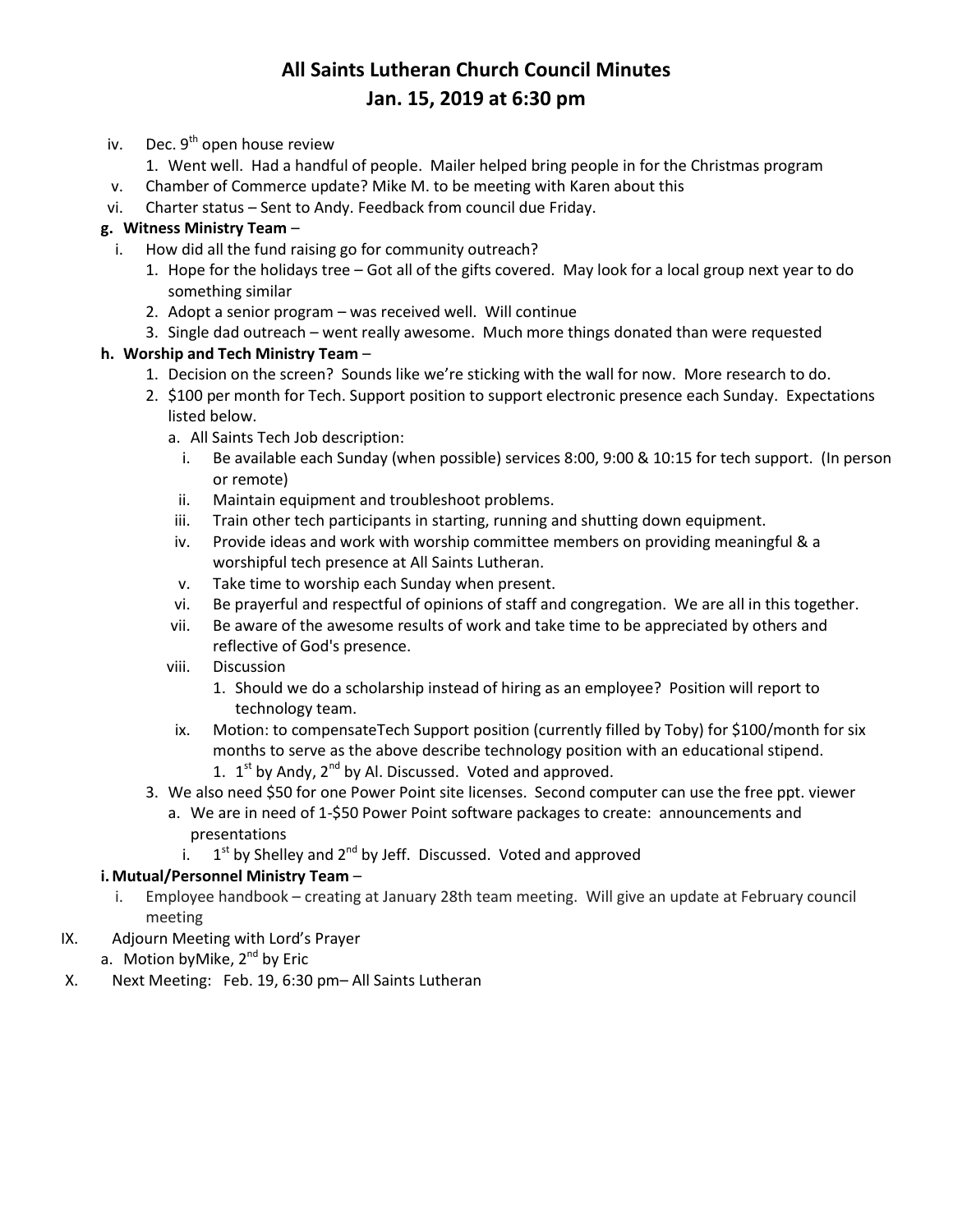# All Saints Lutheran Church Council Minutes
# Jan. 15, 2019 at 6:30 pm

iv. Dec. 9th open house review
   1. Went well. Had a handful of people. Mailer helped bring people in for the Christmas program

v. Chamber of Commerce update? Mike M. to be meeting with Karen about this

vi. Charter status – Sent to Andy. Feedback from council due Friday.

**g. Witness Ministry Team** –

i. How did all the fund raising go for community outreach?
   1. Hope for the holidays tree – Got all of the gifts covered. May look for a local group next year to do something similar
   2. Adopt a senior program – was received well. Will continue
   3. Single dad outreach – went really awesome. Much more things donated than were requested

**h. Worship and Tech Ministry Team** –

1. Decision on the screen? Sounds like we're sticking with the wall for now. More research to do.
2. $100 per month for Tech. Support position to support electronic presence each Sunday. Expectations listed below.
   a. All Saints Tech Job description:
      i. Be available each Sunday (when possible) services 8:00, 9:00 & 10:15 for tech support. (In person or remote)
      ii. Maintain equipment and troubleshoot problems.
      iii. Train other tech participants in starting, running and shutting down equipment.
      iv. Provide ideas and work with worship committee members on providing meaningful & a worshipful tech presence at All Saints Lutheran.
      v. Take time to worship each Sunday when present.
      vi. Be prayerful and respectful of opinions of staff and congregation. We are all in this together.
      vii. Be aware of the awesome results of work and take time to be appreciated by others and reflective of God's presence.
      viii. Discussion
         1. Should we do a scholarship instead of hiring as an employee? Position will report to technology team.
      ix. Motion: to compensateTech Support position (currently filled by Toby) for $100/month for six months to serve as the above describe technology position with an educational stipend.
         1. 1st by Andy, 2nd by Al. Discussed. Voted and approved.
3. We also need $50 for one Power Point site licenses. Second computer can use the free ppt. viewer
   a. We are in need of 1-$50 Power Point software packages to create: announcements and presentations
      i. 1st by Shelley and 2nd by Jeff. Discussed. Voted and approved

**i. Mutual/Personnel Ministry Team** –

i. Employee handbook – creating at January 28th team meeting. Will give an update at February council meeting

IX. Adjourn Meeting with Lord's Prayer
   a. Motion byMike, 2nd by Eric

X. Next Meeting: Feb. 19, 6:30 pm– All Saints Lutheran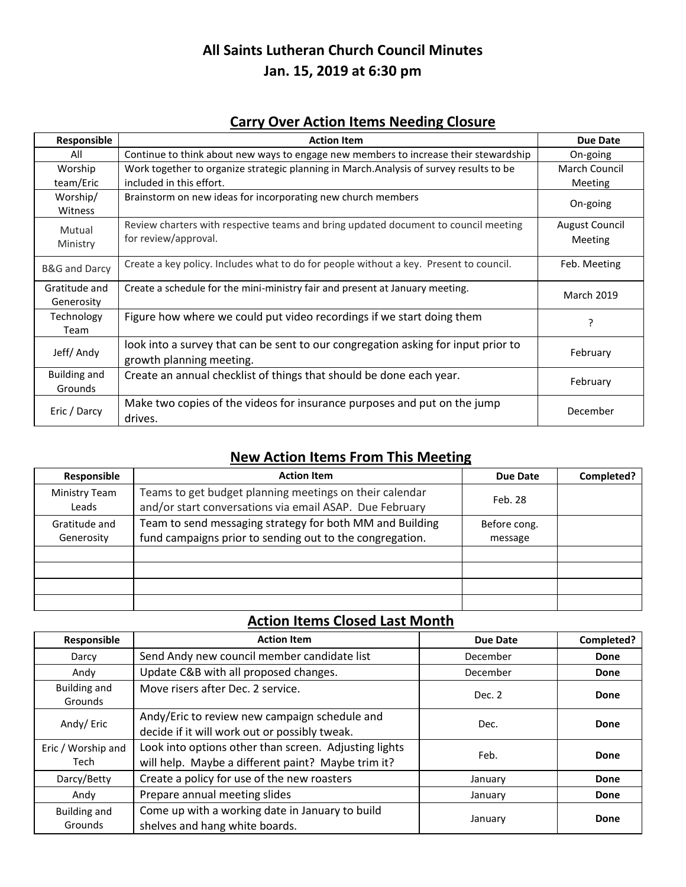# All Saints Lutheran Church Council Minutes
# Jan. 15, 2019 at 6:30 pm

## Carry Over Action Items Needing Closure

| Responsible | Action Item | Due Date |
|---|---|---|
| All | Continue to think about new ways to engage new members to increase their stewardship | On-going |
| Worship team/Eric | Work together to organize strategic planning in March.Analysis of survey results to be included in this effort. | March Council Meeting |
| Worship/ Witness | Brainstorm on new ideas for incorporating new church members | On-going |
| Mutual Ministry | Review charters with respective teams and bring updated document to council meeting for review/approval. | August Council Meeting |
| B&G and Darcy | Create a key policy. Includes what to do for people without a key. Present to council. | Feb. Meeting |
| Gratitude and Generosity | Create a schedule for the mini-ministry fair and present at January meeting. | March 2019 |
| Technology Team | Figure how where we could put video recordings if we start doing them | ? |
| Jeff/ Andy | look into a survey that can be sent to our congregation asking for input prior to growth planning meeting. | February |
| Building and Grounds | Create an annual checklist of things that should be done each year. | February |
| Eric / Darcy | Make two copies of the videos for insurance purposes and put on the jump drives. | December |

## New Action Items From This Meeting

| Responsible | Action Item | Due Date | Completed? |
|---|---|---|---|
| Ministry Team Leads | Teams to get budget planning meetings on their calendar and/or start conversations via email ASAP. Due February | Feb. 28 | |
| Gratitude and Generosity | Team to send messaging strategy for both MM and Building fund campaigns prior to sending out to the congregation. | Before cong. message | |
| | | | |
| | | | |
| | | | |
| | | | |

## Action Items Closed Last Month

| Responsible | Action Item | Due Date | Completed? |
|---|---|---|---|
| Darcy | Send Andy new council member candidate list | December | **Done** |
| Andy | Update C&B with all proposed changes. | December | **Done** |
| Building and Grounds | Move risers after Dec. 2 service. | Dec. 2 | **Done** |
| Andy/ Eric | Andy/Eric to review new campaign schedule and decide if it will work out or possibly tweak. | Dec. | **Done** |
| Eric / Worship and Tech | Look into options other than screen. Adjusting lights will help. Maybe a different paint? Maybe trim it? | Feb. | **Done** |
| Darcy/Betty | Create a policy for use of the new roasters | January | **Done** |
| Andy | Prepare annual meeting slides | January | **Done** |
| Building and Grounds | Come up with a working date in January to build shelves and hang white boards. | January | **Done** |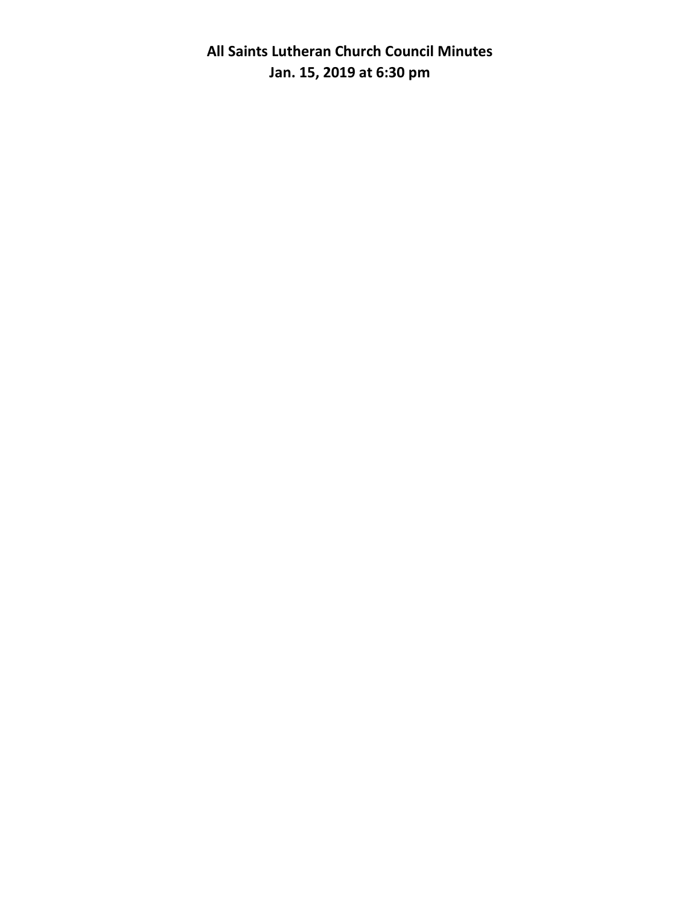**All Saints Lutheran Church Council Minutes**
**Jan. 15, 2019 at 6:30 pm**